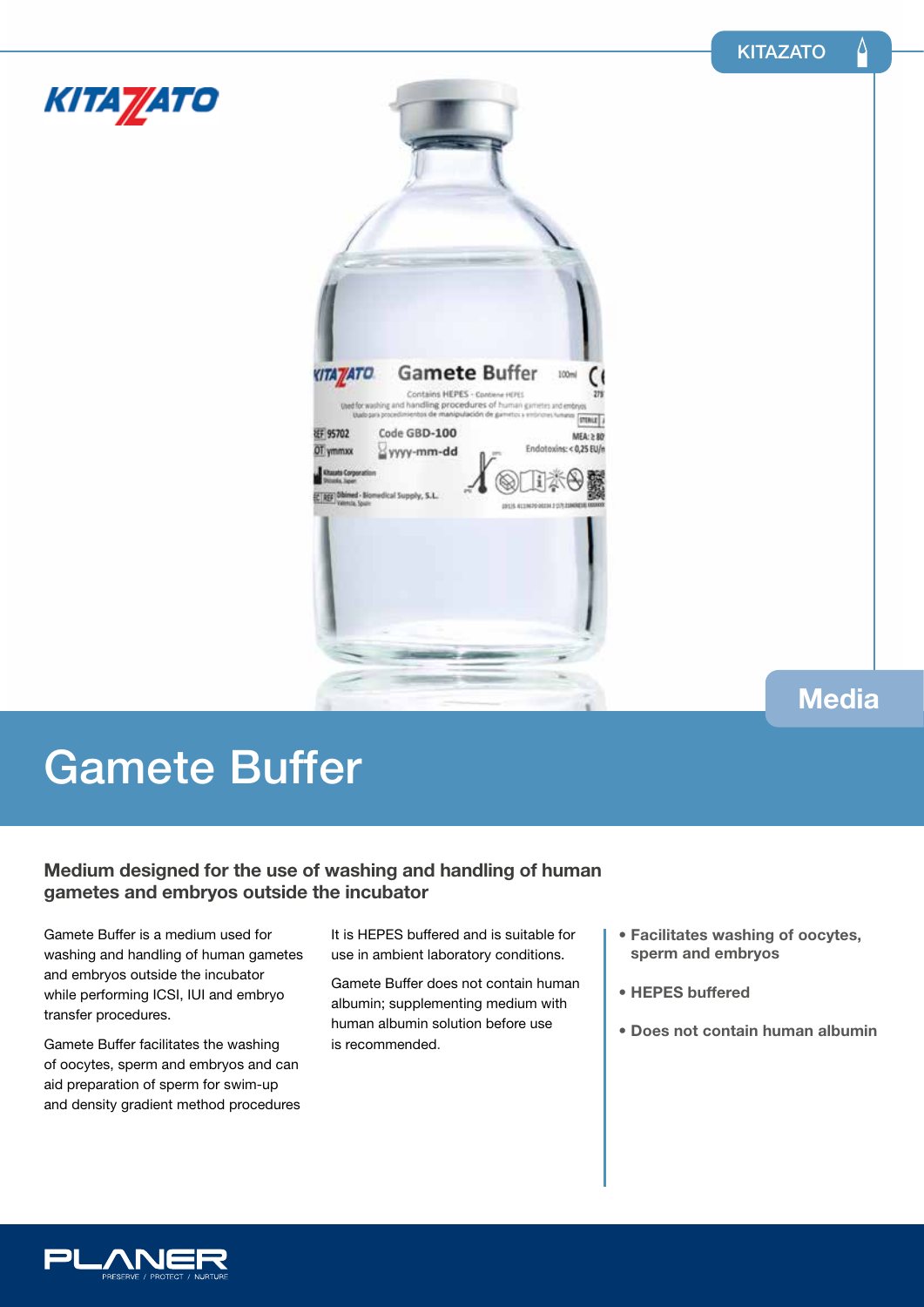# Gamete Buffer

## Medium designed for the use of washing and handling of human gametes and embryos outside the incubator

Gamete Buffer is a medium used for washing and handling of human gametes and embryos outside the incubator while performing ICSI, IUI and embryo transfer procedures.

Gamete Buffer facilitates the washing of oocytes, sperm and embryos and can aid preparation of sperm for swim-up and density gradient method procedures

It is HEPES buffered and is suitable for use in ambient laboratory conditions.

Gamete Buffer does not contain human albumin; supplementing medium with human albumin solution before use is recommended.

- **Facilitates washing of oocytes, sperm and embryos**
- **HEPES buffered**
- **Does not contain human albumin**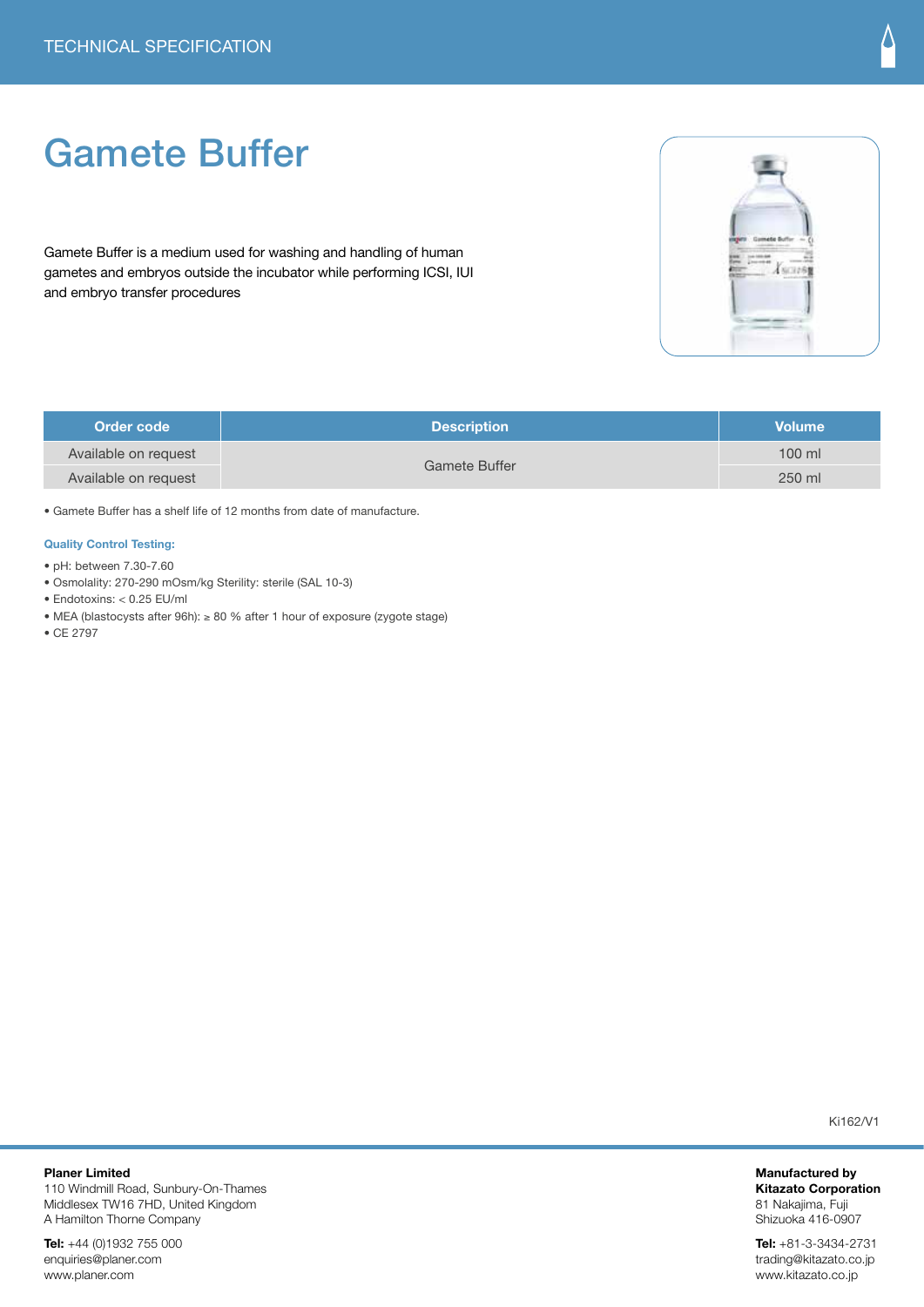TECHNICAL SPECIFICATION

# Gamete Buffer

Gamete Buffer is a medium used for washing and handling of human gametes and embryos outside the incubator while performing ICSI, IUI and embryo transfer procedures

| Order code | Description | Volume |
|---|---|---|
| Available on request | Gamete Buffer | 100 ml |
| Available on request | | 250 ml |

- Gamete Buffer has a shelf life of 12 months from date of manufacture.

**Quality Control Testing:**

- pH: between 7.30-7.60
- Osmolality: 270-290 mOsm/kg Sterility: sterile (SAL 10-3)
- Endotoxins: < 0.25 EU/ml
- MEA (blastocysts after 96h): ≥ 80 % after 1 hour of exposure (zygote stage)
- CE 2797

Ki162/V1

**Planer Limited**
110 Windmill Road, Sunbury-On-Thames
Middlesex TW16 7HD, United Kingdom
A Hamilton Thorne Company

**Tel:** +44 (0)1932 755 000
enquiries@planer.com
www.planer.com

**Manufactured by**
**Kitazato Corporation**
81 Nakajima, Fuji
Shizuoka 416-0907

**Tel:** +81-3-3434-2731
trading@kitazato.co.jp
www.kitazato.co.jp